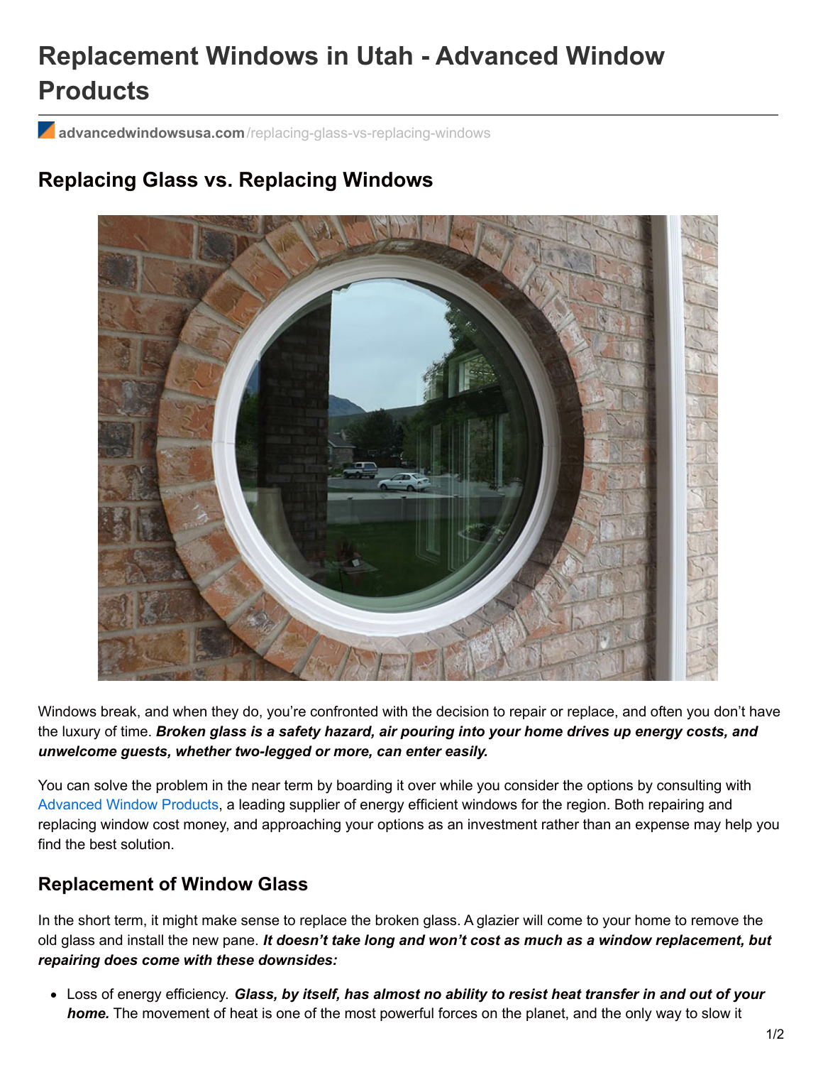# Replacement Windows in Utah - Advanced Window Products

**advancedwindowsusa.com**/replacing-glass-vs-replacing-windows

## Replacing Glass vs. Replacing Windows

Windows break, and when they do, you're confronted with the decision to repair or replace, and often you don't have the luxury of time. ***Broken glass is a safety hazard, air pouring into your home drives up energy costs, and unwelcome guests, whether two-legged or more, can enter easily.***

You can solve the problem in the near term by boarding it over while you consider the options by consulting with Advanced Window Products, a leading supplier of energy efficient windows for the region. Both repairing and replacing window cost money, and approaching your options as an investment rather than an expense may help you find the best solution.

### Replacement of Window Glass

In the short term, it might make sense to replace the broken glass. A glazier will come to your home to remove the old glass and install the new pane. ***It doesn't take long and won't cost as much as a window replacement, but repairing does come with these downsides:***

- Loss of energy efficiency. ***Glass, by itself, has almost no ability to resist heat transfer in and out of your home.*** The movement of heat is one of the most powerful forces on the planet, and the only way to slow it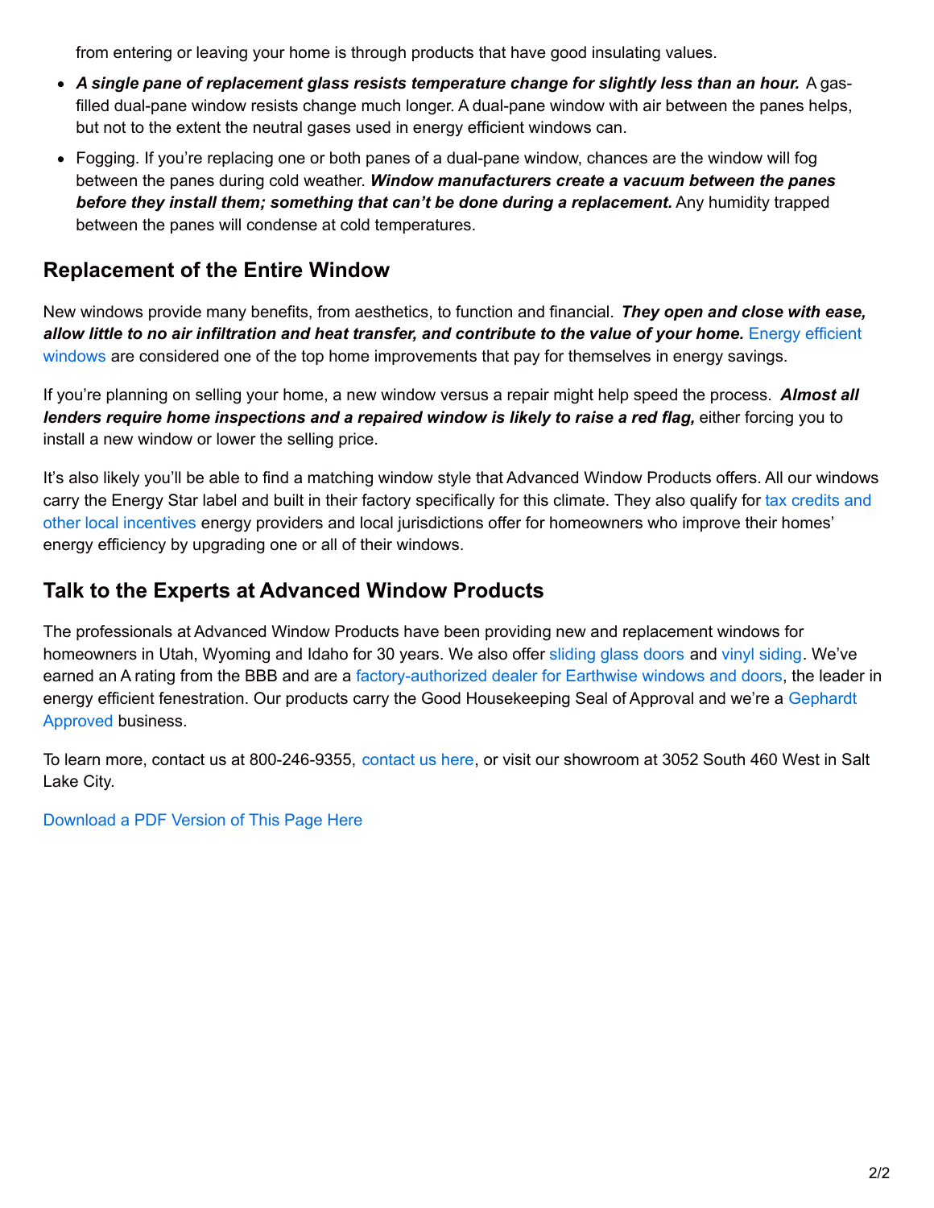from entering or leaving your home is through products that have good insulating values.

- ***A single pane of replacement glass resists temperature change for slightly less than an hour.*** A gas-filled dual-pane window resists change much longer. A dual-pane window with air between the panes helps, but not to the extent the neutral gases used in energy efficient windows can.
- Fogging. If you're replacing one or both panes of a dual-pane window, chances are the window will fog between the panes during cold weather. ***Window manufacturers create a vacuum between the panes before they install them; something that can't be done during a replacement.*** Any humidity trapped between the panes will condense at cold temperatures.

## Replacement of the Entire Window

New windows provide many benefits, from aesthetics, to function and financial. ***They open and close with ease, allow little to no air infiltration and heat transfer, and contribute to the value of your home.*** Energy efficient windows are considered one of the top home improvements that pay for themselves in energy savings.

If you're planning on selling your home, a new window versus a repair might help speed the process. ***Almost all lenders require home inspections and a repaired window is likely to raise a red flag,*** either forcing you to install a new window or lower the selling price.

It's also likely you'll be able to find a matching window style that Advanced Window Products offers. All our windows carry the Energy Star label and built in their factory specifically for this climate. They also qualify for tax credits and other local incentives energy providers and local jurisdictions offer for homeowners who improve their homes' energy efficiency by upgrading one or all of their windows.

## Talk to the Experts at Advanced Window Products

The professionals at Advanced Window Products have been providing new and replacement windows for homeowners in Utah, Wyoming and Idaho for 30 years. We also offer sliding glass doors and vinyl siding. We've earned an A rating from the BBB and are a factory-authorized dealer for Earthwise windows and doors, the leader in energy efficient fenestration. Our products carry the Good Housekeeping Seal of Approval and we're a Gephardt Approved business.

To learn more, contact us at 800-246-9355, contact us here, or visit our showroom at 3052 South 460 West in Salt Lake City.

Download a PDF Version of This Page Here